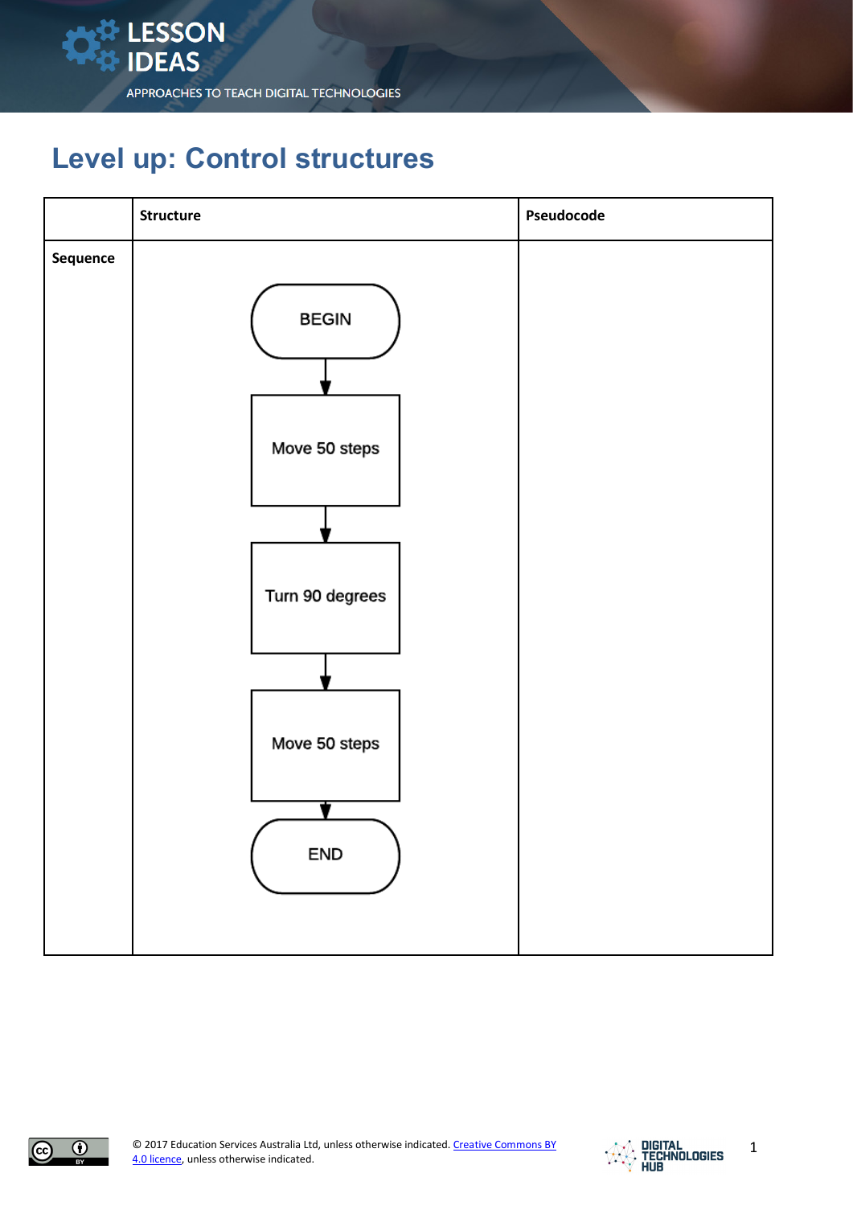# Level up: Control structures

| | Structure | Pseudocode |
|---|---|---|
| **Sequence** | BEGIN → Move 50 steps → Turn 90 degrees → Move 50 steps → END | |

© 2017 Education Services Australia Ltd, unless otherwise indicated. Creative Commons BY 4.0 licence, unless otherwise indicated.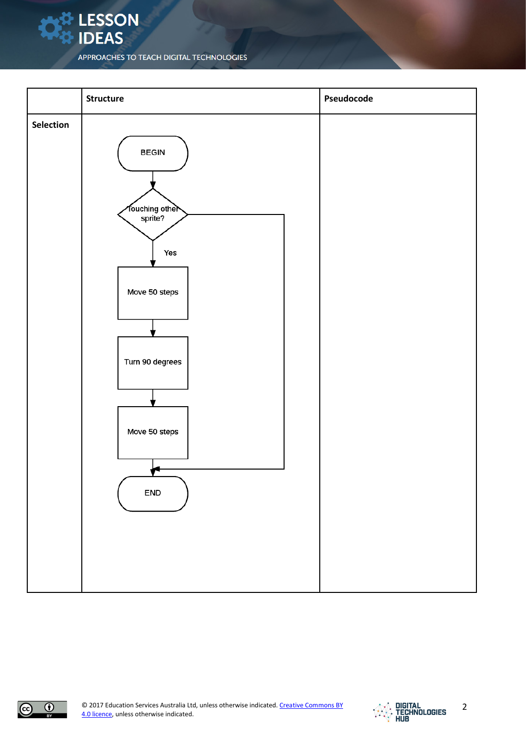| | Structure | Pseudocode |
|---|---|---|
| **Selection** | BEGIN<br>Touching other sprite?<br>Yes<br>Move 50 steps<br>Turn 90 degrees<br>Move 50 steps<br>END | |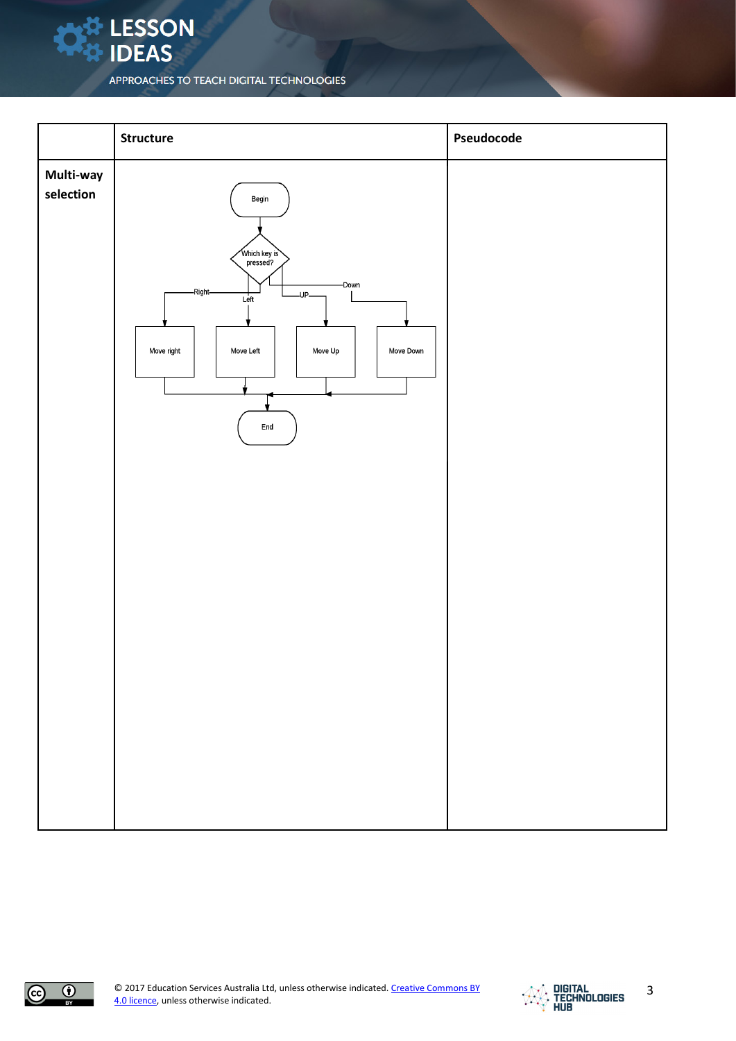|  | Structure | Pseudocode |
|---|---|---|
| **Multi-way selection** | Begin → Which key is pressed? → Right: Move right; Left: Move Left; UP: Move Up; Down: Move Down → End |  |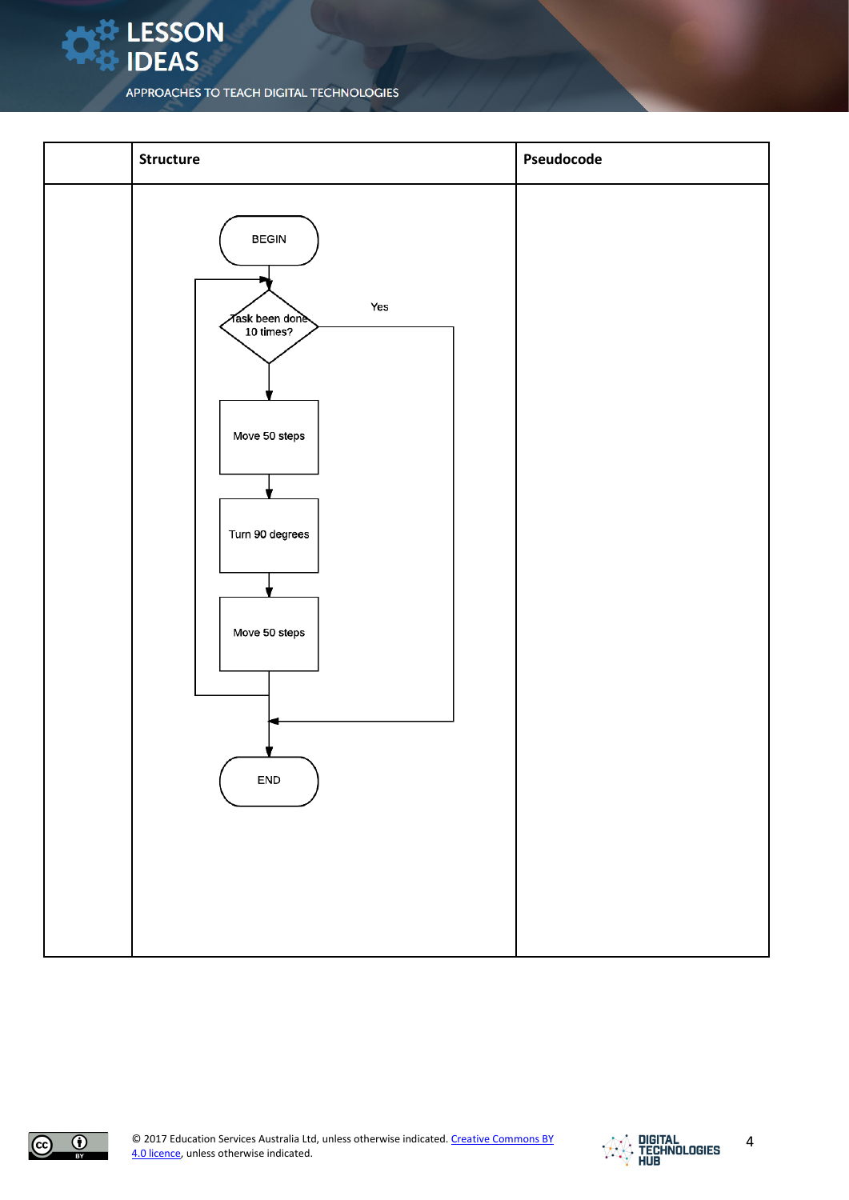| | Structure | Pseudocode |
|---|---|---|
| | BEGIN<br>Task been done 10 times? (Yes → END)<br>Move 50 steps<br>Turn 90 degrees<br>Move 50 steps<br>END | |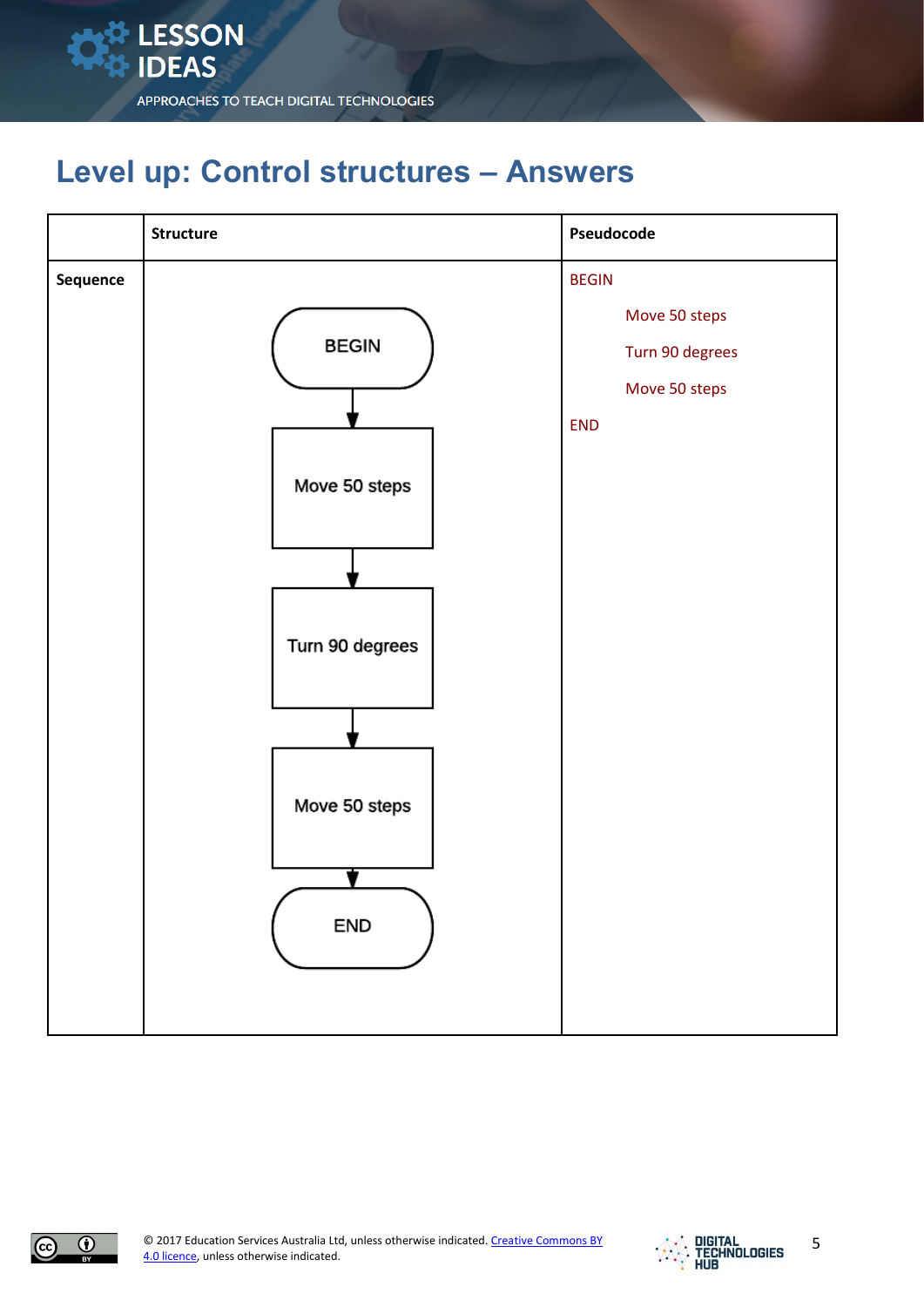# Level up: Control structures – Answers

| | Structure | Pseudocode |
|---|---|---|
| **Sequence** | BEGIN → Move 50 steps → Turn 90 degrees → Move 50 steps → END | BEGIN<br>Move 50 steps<br>Turn 90 degrees<br>Move 50 steps<br>END |

© 2017 Education Services Australia Ltd, unless otherwise indicated. Creative Commons BY 4.0 licence, unless otherwise indicated.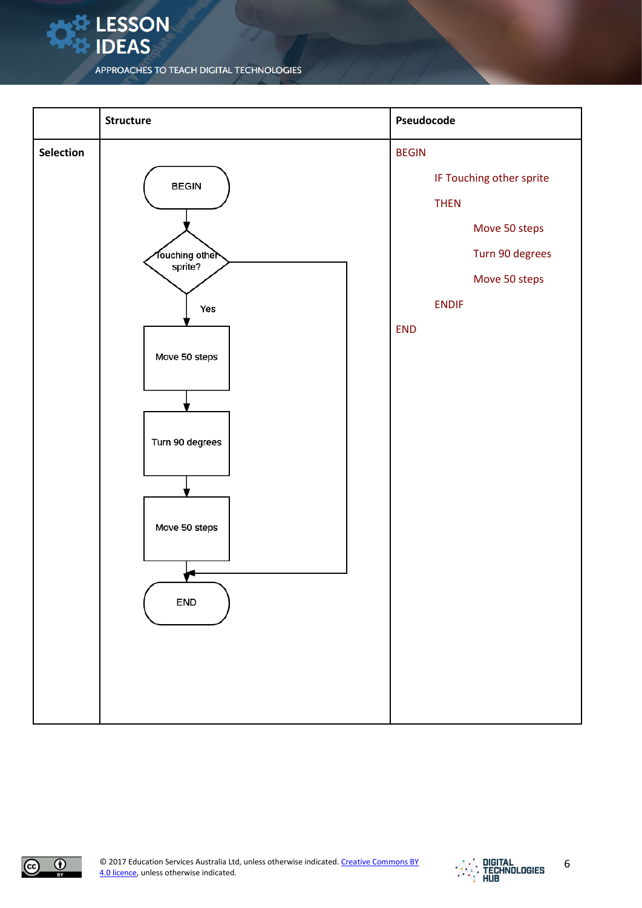| | Structure | Pseudocode |
|---|---|---|
| **Selection** | BEGIN → Touching other sprite? → Yes → Move 50 steps → Turn 90 degrees → Move 50 steps → END (No → END) | BEGIN<br>IF Touching other sprite<br>THEN<br>Move 50 steps<br>Turn 90 degrees<br>Move 50 steps<br>ENDIF<br>END |

© 2017 Education Services Australia Ltd, unless otherwise indicated. Creative Commons BY 4.0 licence, unless otherwise indicated.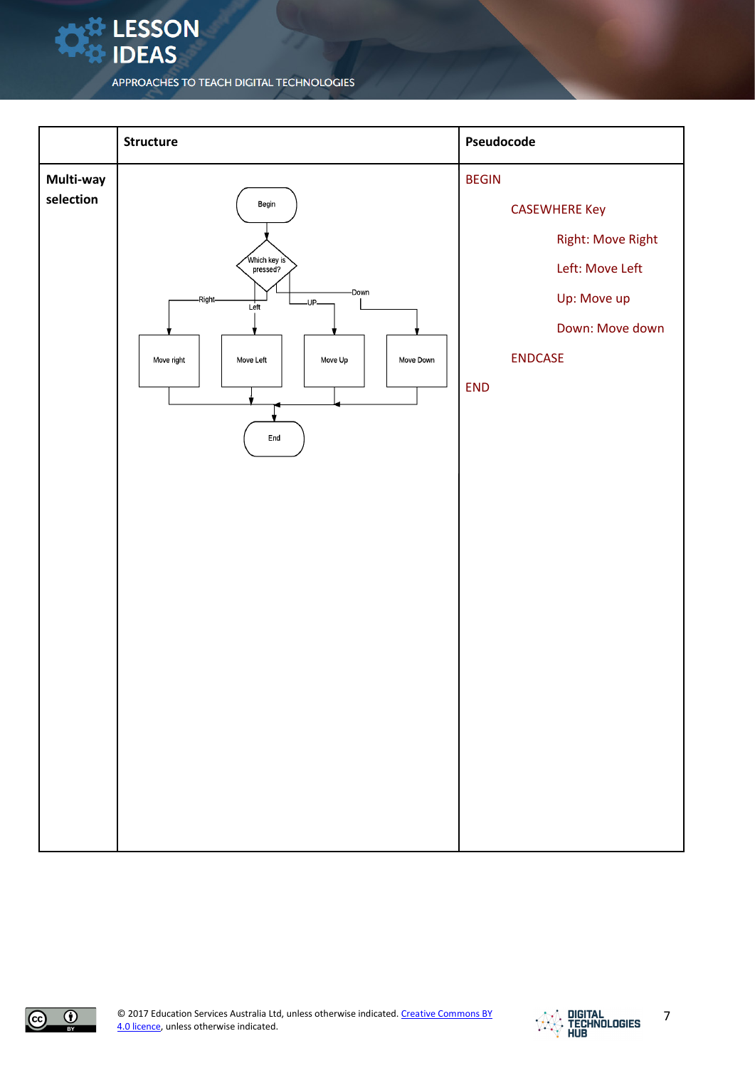| | Structure | Pseudocode |
|---|---|---|
| **Multi-way selection** | Begin → Which key is pressed? → Right: Move right / Left: Move Left / UP: Move Up / Down: Move Down → End | BEGIN<br>CASEWHERE Key<br>Right: Move Right<br>Left: Move Left<br>Up: Move up<br>Down: Move down<br>ENDCASE<br>END |

© 2017 Education Services Australia Ltd, unless otherwise indicated. Creative Commons BY 4.0 licence, unless otherwise indicated.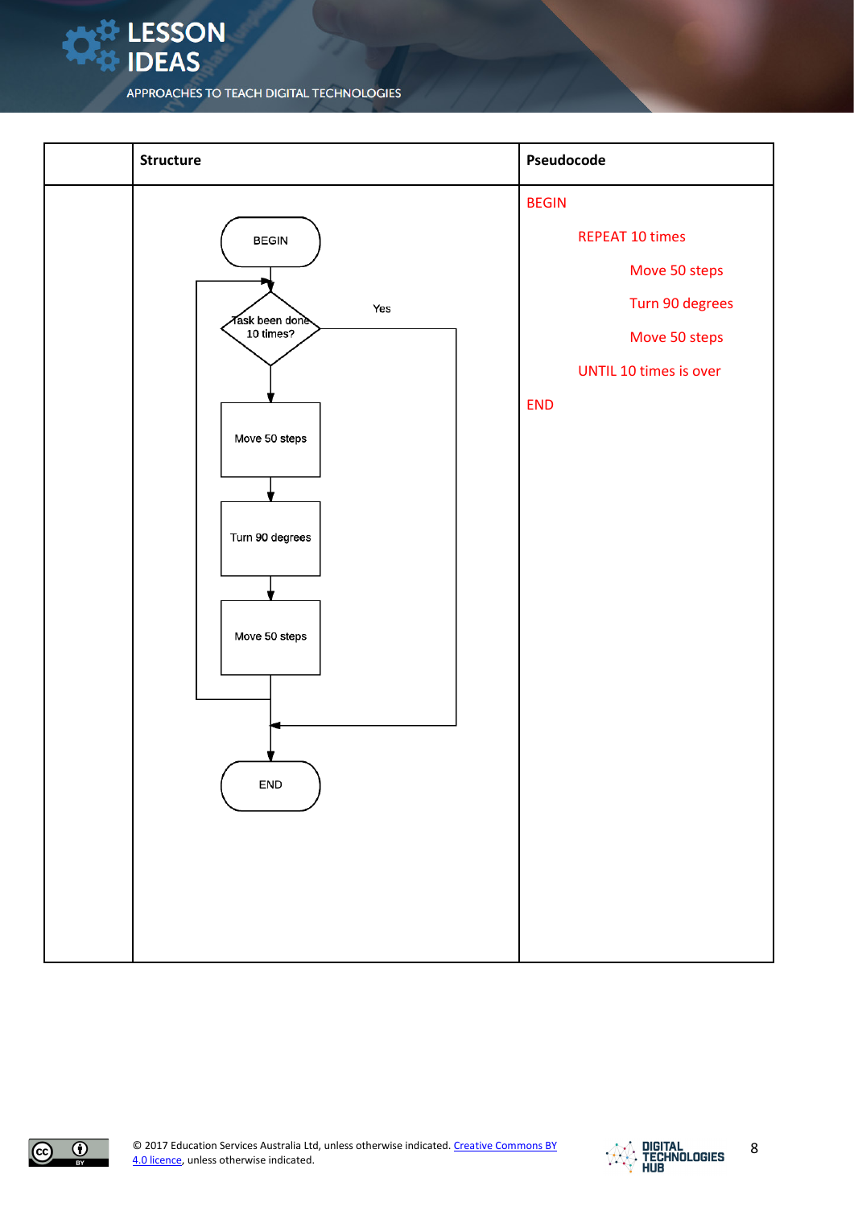| | Structure | Pseudocode |
|---|---|---|
| | BEGIN<br>Task been done 10 times?<br>Yes<br>Move 50 steps<br>Turn 90 degrees<br>Move 50 steps<br>END | BEGIN<br>REPEAT 10 times<br>Move 50 steps<br>Turn 90 degrees<br>Move 50 steps<br>UNTIL 10 times is over<br>END |

© 2017 Education Services Australia Ltd, unless otherwise indicated. Creative Commons BY 4.0 licence, unless otherwise indicated.